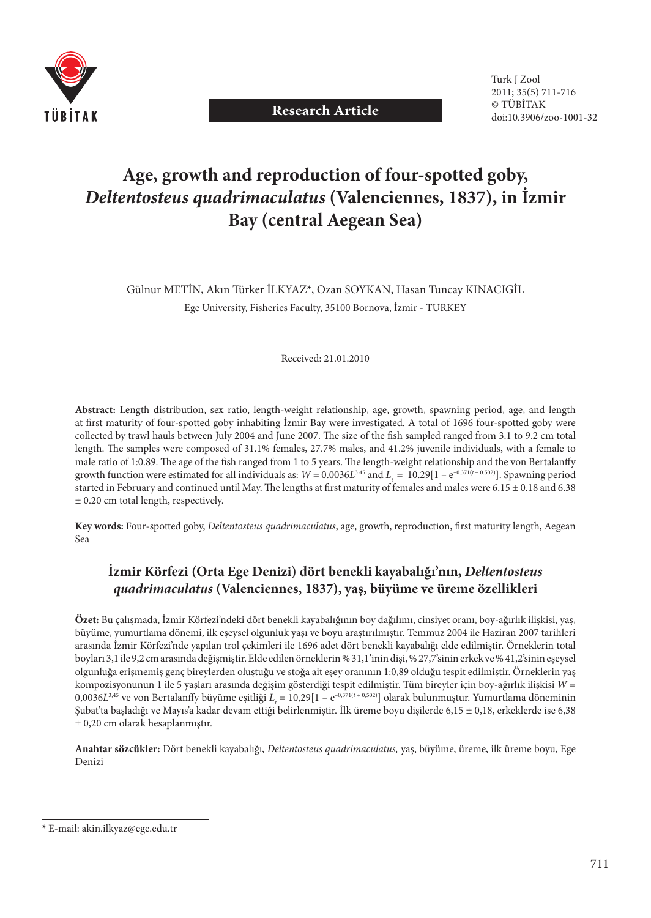Research Article

# Age, growth and reproduction of four-spotted goby, *Deltentosteus quadrimaculatus* (Valenciennes, 1837), in İzmir Bay (central Aegean Sea)

Gülnur METİN, Akın Türker İLKYAZ*, Ozan SOYKAN, Hasan Tuncay KINACIGİL

Ege University, Fisheries Faculty, 35100 Bornova, İzmir - TURKEY

Received: 21.01.2010

**Abstract:** Length distribution, sex ratio, length-weight relationship, age, growth, spawning period, age, and length at first maturity of four-spotted goby inhabiting İzmir Bay were investigated. A total of 1696 four-spotted goby were collected by trawl hauls between July 2004 and June 2007. The size of the fish sampled ranged from 3.1 to 9.2 cm total length. The samples were composed of 31.1% females, 27.7% males, and 41.2% juvenile individuals, with a female to male ratio of 1:0.89. The age of the fish ranged from 1 to 5 years. The length-weight relationship and the von Bertalanffy growth function were estimated for all individuals as: $W = 0.0036L^{3.45}$ and $L_t = 10.29[1 - e^{-0.371(t + 0.502)}]$. Spawning period started in February and continued until May. The lengths at first maturity of females and males were 6.15 ± 0.18 and 6.38 ± 0.20 cm total length, respectively.

**Key words:** Four-spotted goby, *Deltentosteus quadrimaculatus*, age, growth, reproduction, first maturity length, Aegean Sea

## İzmir Körfezi (Orta Ege Denizi) dört benekli kayabalığı'nın, *Deltentosteus quadrimaculatus* (Valenciennes, 1837), yaş, büyüme ve üreme özellikleri

**Özet:** Bu çalışmada, İzmir Körfezi'ndeki dört benekli kayabalığının boy dağılımı, cinsiyet oranı, boy-ağırlık ilişkisi, yaş, büyüme, yumurtlama dönemi, ilk eşeysel olgunluk yaşı ve boyu araştırılmıştır. Temmuz 2004 ile Haziran 2007 tarihleri arasında İzmir Körfezi'nde yapılan trol çekimleri ile 1696 adet dört benekli kayabalığı elde edilmiştir. Örneklerin total boyları 3,1 ile 9,2 cm arasında değişmiştir. Elde edilen örneklerin % 31,1'inin dişi, % 27,7'sinin erkek ve % 41,2'sinin eşeysel olgunluğa erişmemiş genç bireylerden oluştuğu ve stoğa ait eşey oranının 1:0,89 olduğu tespit edilmiştir. Örneklerin yaş kompozisyonunun 1 ile 5 yaşları arasında değişim gösterdiği tespit edilmiştir. Tüm bireyler için boy-ağırlık ilişkisi $W = 0,0036L^{3,45}$ ve von Bertalanffy büyüme eşitliği $L_t = 10,29[1 - e^{-0,371(t + 0,502)}]$ olarak bulunmuştur. Yumurtlama döneminin Şubat'ta başladığı ve Mayıs'a kadar devam ettiği belirlenmiştir. İlk üreme boyu dişilerde 6,15 ± 0,18, erkeklerde ise 6,38 ± 0,20 cm olarak hesaplanmıştır.

**Anahtar sözcükler:** Dört benekli kayabalığı, *Deltentosteus quadrimaculatus,* yaş, büyüme, üreme, ilk üreme boyu, Ege Denizi

\* E-mail: akin.ilkyaz@ege.edu.tr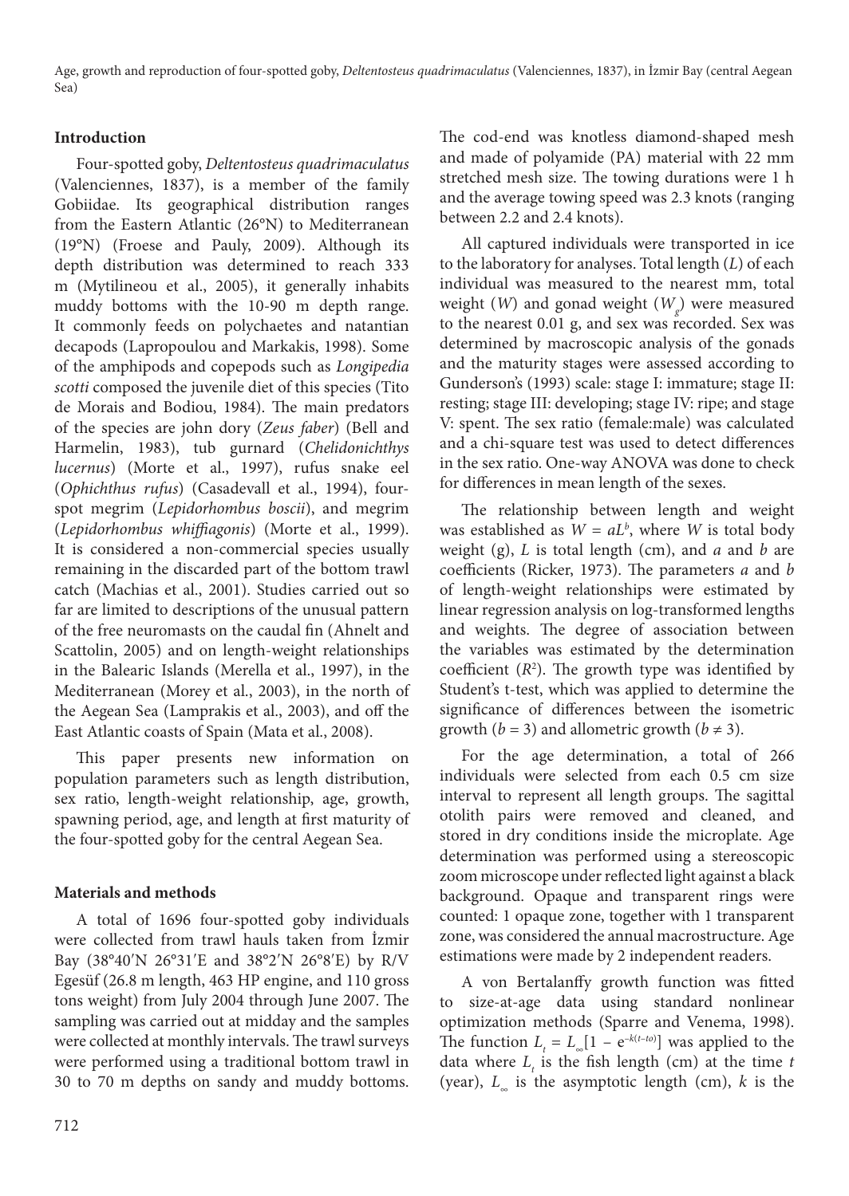## Introduction

Four-spotted goby, *Deltentosteus quadrimaculatus* (Valenciennes, 1837), is a member of the family Gobiidae. Its geographical distribution ranges from the Eastern Atlantic (26°N) to Mediterranean (19°N) (Froese and Pauly, 2009). Although its depth distribution was determined to reach 333 m (Mytilineou et al., 2005), it generally inhabits muddy bottoms with the 10-90 m depth range. It commonly feeds on polychaetes and natantian decapods (Lapropoulou and Markakis, 1998). Some of the amphipods and copepods such as *Longipedia scotti* composed the juvenile diet of this species (Tito de Morais and Bodiou, 1984). The main predators of the species are john dory (*Zeus faber*) (Bell and Harmelin, 1983), tub gurnard (*Chelidonichthys lucernus*) (Morte et al., 1997), rufus snake eel (*Ophichthus rufus*) (Casadevall et al., 1994), four-spot megrim (*Lepidorhombus boscii*), and megrim (*Lepidorhombus whiffiagonis*) (Morte et al., 1999). It is considered a non-commercial species usually remaining in the discarded part of the bottom trawl catch (Machias et al., 2001). Studies carried out so far are limited to descriptions of the unusual pattern of the free neuromasts on the caudal fin (Ahnelt and Scattolin, 2005) and on length-weight relationships in the Balearic Islands (Merella et al., 1997), in the Mediterranean (Morey et al., 2003), in the north of the Aegean Sea (Lamprakis et al., 2003), and off the East Atlantic coasts of Spain (Mata et al., 2008).

This paper presents new information on population parameters such as length distribution, sex ratio, length-weight relationship, age, growth, spawning period, age, and length at first maturity of the four-spotted goby for the central Aegean Sea.

## Materials and methods

A total of 1696 four-spotted goby individuals were collected from trawl hauls taken from İzmir Bay (38°40′N 26°31′E and 38°2′N 26°8′E) by R/V Egesüf (26.8 m length, 463 HP engine, and 110 gross tons weight) from July 2004 through June 2007. The sampling was carried out at midday and the samples were collected at monthly intervals. The trawl surveys were performed using a traditional bottom trawl in 30 to 70 m depths on sandy and muddy bottoms. The cod-end was knotless diamond-shaped mesh and made of polyamide (PA) material with 22 mm stretched mesh size. The towing durations were 1 h and the average towing speed was 2.3 knots (ranging between 2.2 and 2.4 knots).

All captured individuals were transported in ice to the laboratory for analyses. Total length ($L$) of each individual was measured to the nearest mm, total weight ($W$) and gonad weight ($W_g$) were measured to the nearest 0.01 g, and sex was recorded. Sex was determined by macroscopic analysis of the gonads and the maturity stages were assessed according to Gunderson's (1993) scale: stage I: immature; stage II: resting; stage III: developing; stage IV: ripe; and stage V: spent. The sex ratio (female:male) was calculated and a chi-square test was used to detect differences in the sex ratio. One-way ANOVA was done to check for differences in mean length of the sexes.

The relationship between length and weight was established as $W = aL^b$, where $W$ is total body weight (g), $L$ is total length (cm), and $a$ and $b$ are coefficients (Ricker, 1973). The parameters $a$ and $b$ of length-weight relationships were estimated by linear regression analysis on log-transformed lengths and weights. The degree of association between the variables was estimated by the determination coefficient ($R^2$). The growth type was identified by Student's t-test, which was applied to determine the significance of differences between the isometric growth ($b = 3$) and allometric growth ($b \neq 3$).

For the age determination, a total of 266 individuals were selected from each 0.5 cm size interval to represent all length groups. The sagittal otolith pairs were removed and cleaned, and stored in dry conditions inside the microplate. Age determination was performed using a stereoscopic zoom microscope under reflected light against a black background. Opaque and transparent rings were counted: 1 opaque zone, together with 1 transparent zone, was considered the annual macrostructure. Age estimations were made by 2 independent readers.

A von Bertalanffy growth function was fitted to size-at-age data using standard nonlinear optimization methods (Sparre and Venema, 1998). The function $L_t = L_\infty[1 - e^{-k(t-t_0)}]$ was applied to the data where $L_t$ is the fish length (cm) at the time $t$ (year), $L_\infty$ is the asymptotic length (cm), $k$ is the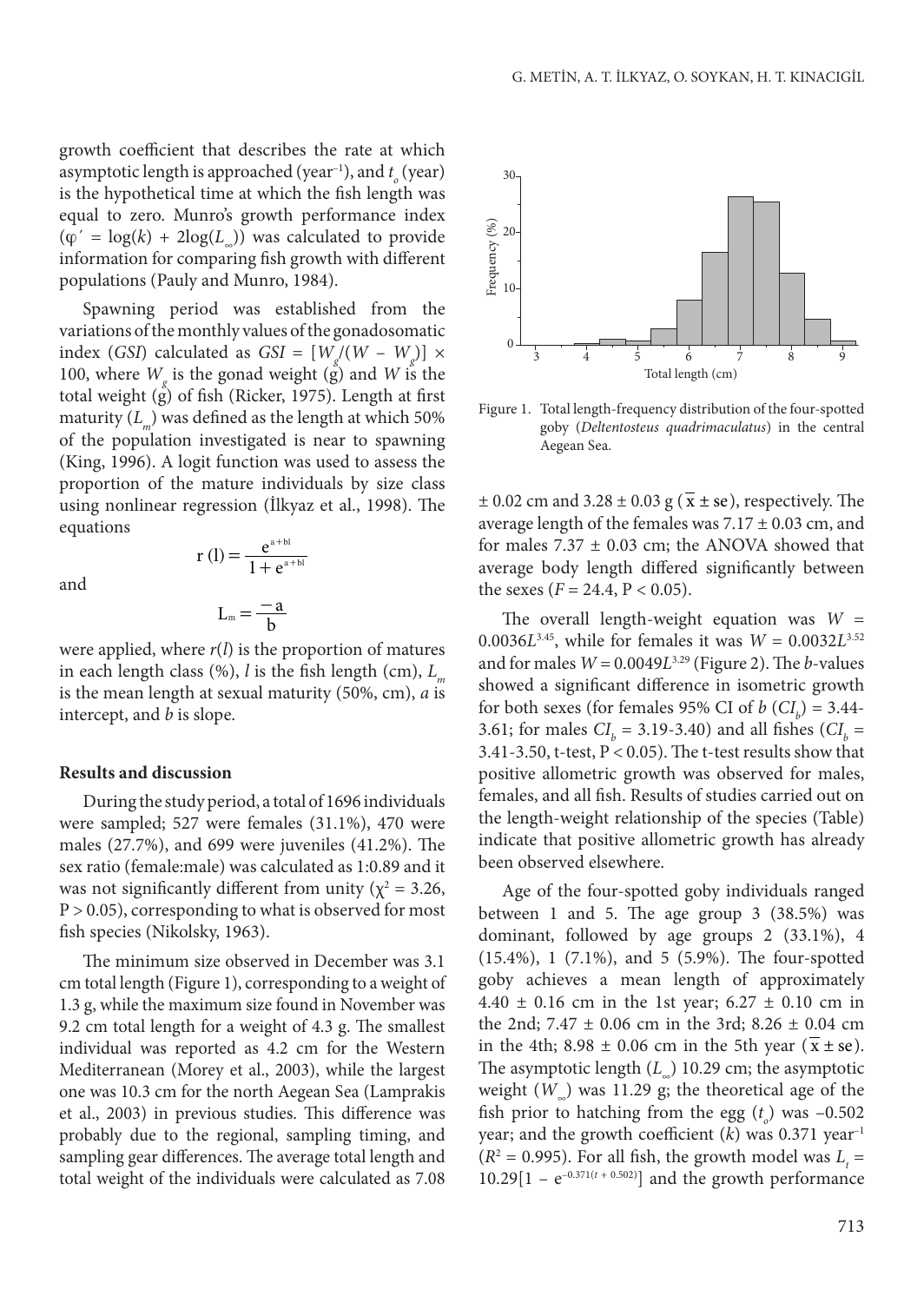growth coefficient that describes the rate at which asymptotic length is approached (year$^{-1}$), and $t_o$ (year) is the hypothetical time at which the fish length was equal to zero. Munro's growth performance index ($\varphi' = \log(k) + 2\log(L_\infty)$) was calculated to provide information for comparing fish growth with different populations (Pauly and Munro, 1984).

Spawning period was established from the variations of the monthly values of the gonadosomatic index (*GSI*) calculated as $GSI = [W_g/(W - W_g)] \times 100$, where $W_g$ is the gonad weight (g) and $W$ is the total weight (g) of fish (Ricker, 1975). Length at first maturity ($L_m$) was defined as the length at which 50% of the population investigated is near to spawning (King, 1996). A logit function was used to assess the proportion of the mature individuals by size class using nonlinear regression (İlkyaz et al., 1998). The equations

$$r(l) = \frac{e^{a+bl}}{1+e^{a+bl}}$$

and

$$L_m = \frac{-a}{b}$$

were applied, where $r(l)$ is the proportion of matures in each length class (%), $l$ is the fish length (cm), $L_m$ is the mean length at sexual maturity (50%, cm), $a$ is intercept, and $b$ is slope.

**Results and discussion**

During the study period, a total of 1696 individuals were sampled; 527 were females (31.1%), 470 were males (27.7%), and 699 were juveniles (41.2%). The sex ratio (female:male) was calculated as 1:0.89 and it was not significantly different from unity ($\chi^2 = 3.26$, $P > 0.05$), corresponding to what is observed for most fish species (Nikolsky, 1963).

The minimum size observed in December was 3.1 cm total length (Figure 1), corresponding to a weight of 1.3 g, while the maximum size found in November was 9.2 cm total length for a weight of 4.3 g. The smallest individual was reported as 4.2 cm for the Western Mediterranean (Morey et al., 2003), while the largest one was 10.3 cm for the north Aegean Sea (Lamprakis et al., 2003) in previous studies. This difference was probably due to the regional, sampling timing, and sampling gear differences. The average total length and total weight of the individuals were calculated as 7.08 $\pm$ 0.02 cm and 3.28 $\pm$ 0.03 g ($\bar{x} \pm \text{se}$), respectively. The average length of the females was 7.17 $\pm$ 0.03 cm, and for males 7.37 $\pm$ 0.03 cm; the ANOVA showed that average body length differed significantly between the sexes ($F = 24.4$, $P < 0.05$).

Figure 1. Total length-frequency distribution of the four-spotted goby (*Deltentosteus quadrimaculatus*) in the central Aegean Sea.

The overall length-weight equation was $W = 0.0036L^{3.45}$, while for females it was $W = 0.0032L^{3.52}$ and for males $W = 0.0049L^{3.29}$ (Figure 2). The *b*-values showed a significant difference in isometric growth for both sexes (for females 95% CI of *b* ($CI_b$) = 3.44-3.61; for males $CI_b$ = 3.19-3.40) and all fishes ($CI_b$ = 3.41-3.50, t-test, $P < 0.05$). The t-test results show that positive allometric growth was observed for males, females, and all fish. Results of studies carried out on the length-weight relationship of the species (Table) indicate that positive allometric growth has already been observed elsewhere.

Age of the four-spotted goby individuals ranged between 1 and 5. The age group 3 (38.5%) was dominant, followed by age groups 2 (33.1%), 4 (15.4%), 1 (7.1%), and 5 (5.9%). The four-spotted goby achieves a mean length of approximately 4.40 $\pm$ 0.16 cm in the 1st year; 6.27 $\pm$ 0.10 cm in the 2nd; 7.47 $\pm$ 0.06 cm in the 3rd; 8.26 $\pm$ 0.04 cm in the 4th; 8.98 $\pm$ 0.06 cm in the 5th year ($\bar{x} \pm \text{se}$). The asymptotic length ($L_\infty$) 10.29 cm; the asymptotic weight ($W_\infty$) was 11.29 g; the theoretical age of the fish prior to hatching from the egg ($t_o$) was –0.502 year; and the growth coefficient ($k$) was 0.371 year$^{-1}$ ($R^2 = 0.995$). For all fish, the growth model was $L_t = 10.29[1 - e^{-0.371(t + 0.502)}]$ and the growth performance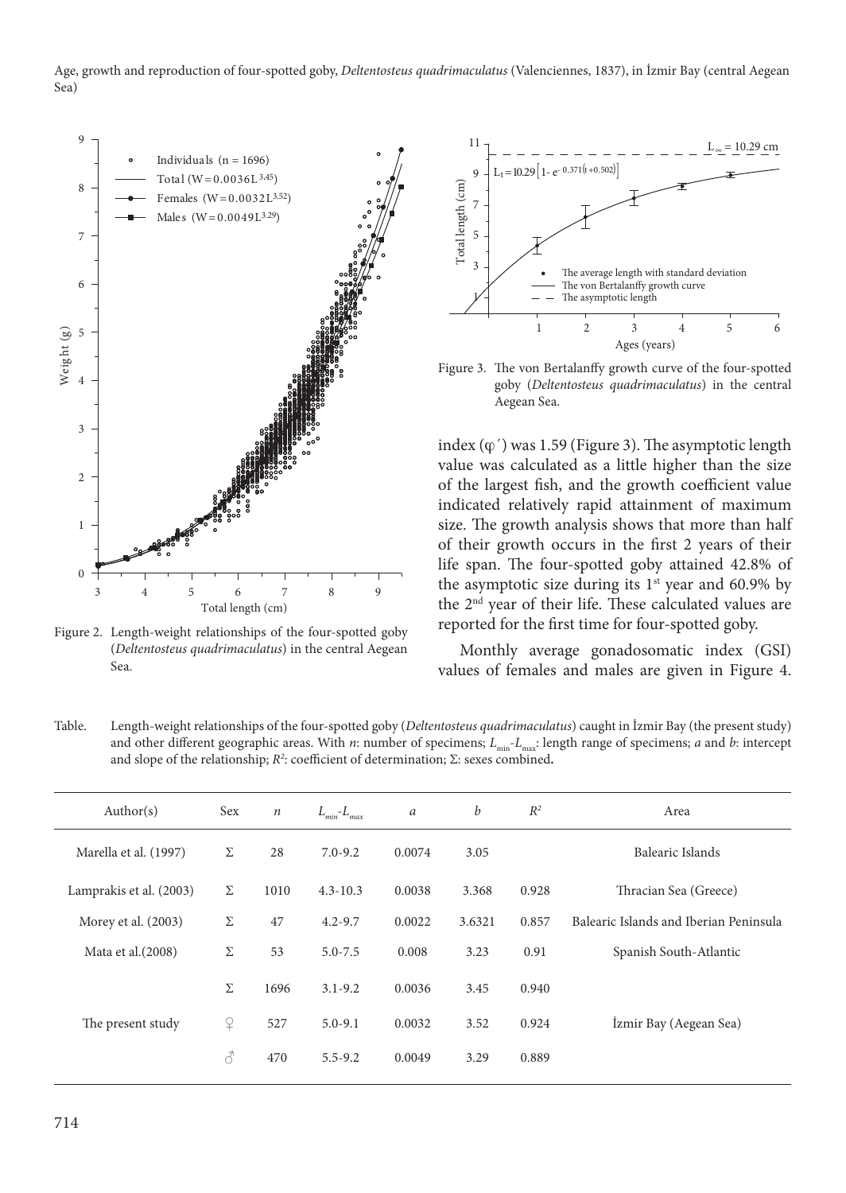Figure 2. Length-weight relationships of the four-spotted goby (*Deltentosteus quadrimaculatus*) in the central Aegean Sea.

Figure 3. The von Bertalanffy growth curve of the four-spotted goby (*Deltentosteus quadrimaculatus*) in the central Aegean Sea.

index (φ′) was 1.59 (Figure 3). The asymptotic length value was calculated as a little higher than the size of the largest fish, and the growth coefficient value indicated relatively rapid attainment of maximum size. The growth analysis shows that more than half of their growth occurs in the first 2 years of their life span. The four-spotted goby attained 42.8% of the asymptotic size during its 1st year and 60.9% by the 2nd year of their life. These calculated values are reported for the first time for four-spotted goby.

Monthly average gonadosomatic index (GSI) values of females and males are given in Figure 4.

Table. Length-weight relationships of the four-spotted goby (*Deltentosteus quadrimaculatus*) caught in İzmir Bay (the present study) and other different geographic areas. With *n*: number of specimens; $L_{min}$-$L_{max}$: length range of specimens; *a* and *b*: intercept and slope of the relationship; $R^2$: coefficient of determination; Σ: sexes combined.

| Author(s) | Sex | $n$ | $L_{min}$-$L_{max}$ | $a$ | $b$ | $R^2$ | Area |
|---|---|---|---|---|---|---|---|
| Marella et al. (1997) | Σ | 28 | 7.0-9.2 | 0.0074 | 3.05 | | Balearic Islands |
| Lamprakis et al. (2003) | Σ | 1010 | 4.3-10.3 | 0.0038 | 3.368 | 0.928 | Thracian Sea (Greece) |
| Morey et al. (2003) | Σ | 47 | 4.2-9.7 | 0.0022 | 3.6321 | 0.857 | Balearic Islands and Iberian Peninsula |
| Mata et al.(2008) | Σ | 53 | 5.0-7.5 | 0.008 | 3.23 | 0.91 | Spanish South-Atlantic |
| | Σ | 1696 | 3.1-9.2 | 0.0036 | 3.45 | 0.940 | |
| The present study | ♀ | 527 | 5.0-9.1 | 0.0032 | 3.52 | 0.924 | İzmir Bay (Aegean Sea) |
| | ♂ | 470 | 5.5-9.2 | 0.0049 | 3.29 | 0.889 | |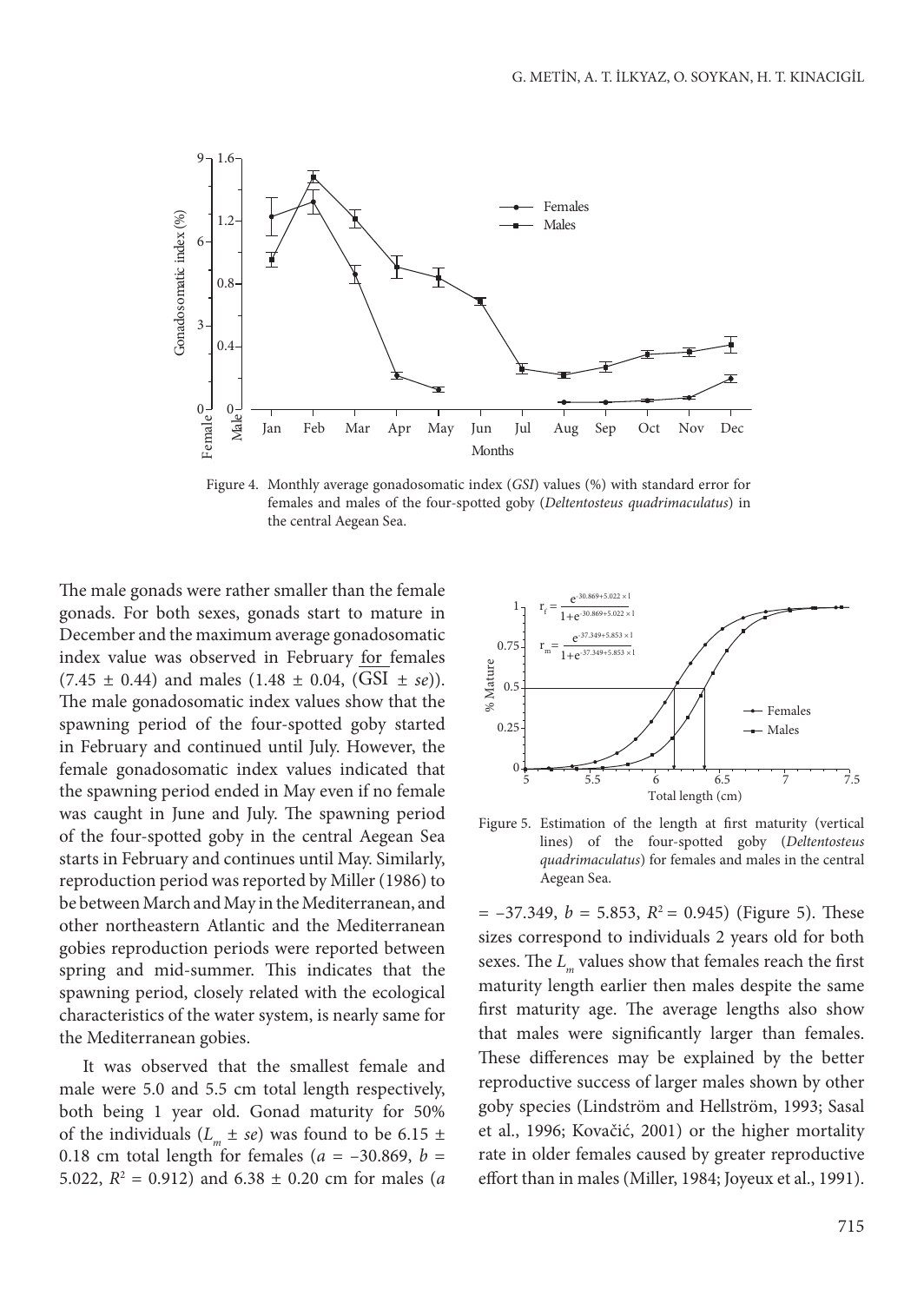Figure 4. Monthly average gonadosomatic index (*GSI*) values (%) with standard error for females and males of the four-spotted goby (*Deltentosteus quadrimaculatus*) in the central Aegean Sea.

The male gonads were rather smaller than the female gonads. For both sexes, gonads start to mature in December and the maximum average gonadosomatic index value was observed in February for females (7.45 ± 0.44) and males (1.48 ± 0.04, (GSI ± *se*)). The male gonadosomatic index values show that the spawning period of the four-spotted goby started in February and continued until July. However, the female gonadosomatic index values indicated that the spawning period ended in May even if no female was caught in June and July. The spawning period of the four-spotted goby in the central Aegean Sea starts in February and continues until May. Similarly, reproduction period was reported by Miller (1986) to be between March and May in the Mediterranean, and other northeastern Atlantic and the Mediterranean gobies reproduction periods were reported between spring and mid-summer. This indicates that the spawning period, closely related with the ecological characteristics of the water system, is nearly same for the Mediterranean gobies.

It was observed that the smallest female and male were 5.0 and 5.5 cm total length respectively, both being 1 year old. Gonad maturity for 50% of the individuals ($L_m \pm se$) was found to be 6.15 ± 0.18 cm total length for females ($a$ = –30.869, $b$ = 5.022, $R^2$ = 0.912) and 6.38 ± 0.20 cm for males ($a$ = –37.349, $b$ = 5.853, $R^2$ = 0.945) (Figure 5). These sizes correspond to individuals 2 years old for both sexes. The $L_m$ values show that females reach the first maturity length earlier then males despite the same first maturity age. The average lengths also show that males were significantly larger than females. These differences may be explained by the better reproductive success of larger males shown by other goby species (Lindström and Hellström, 1993; Sasal et al., 1996; Kovačić, 2001) or the higher mortality rate in older females caused by greater reproductive effort than in males (Miller, 1984; Joyeux et al., 1991).

Figure 5. Estimation of the length at first maturity (vertical lines) of the four-spotted goby (*Deltentosteus quadrimaculatus*) for females and males in the central Aegean Sea.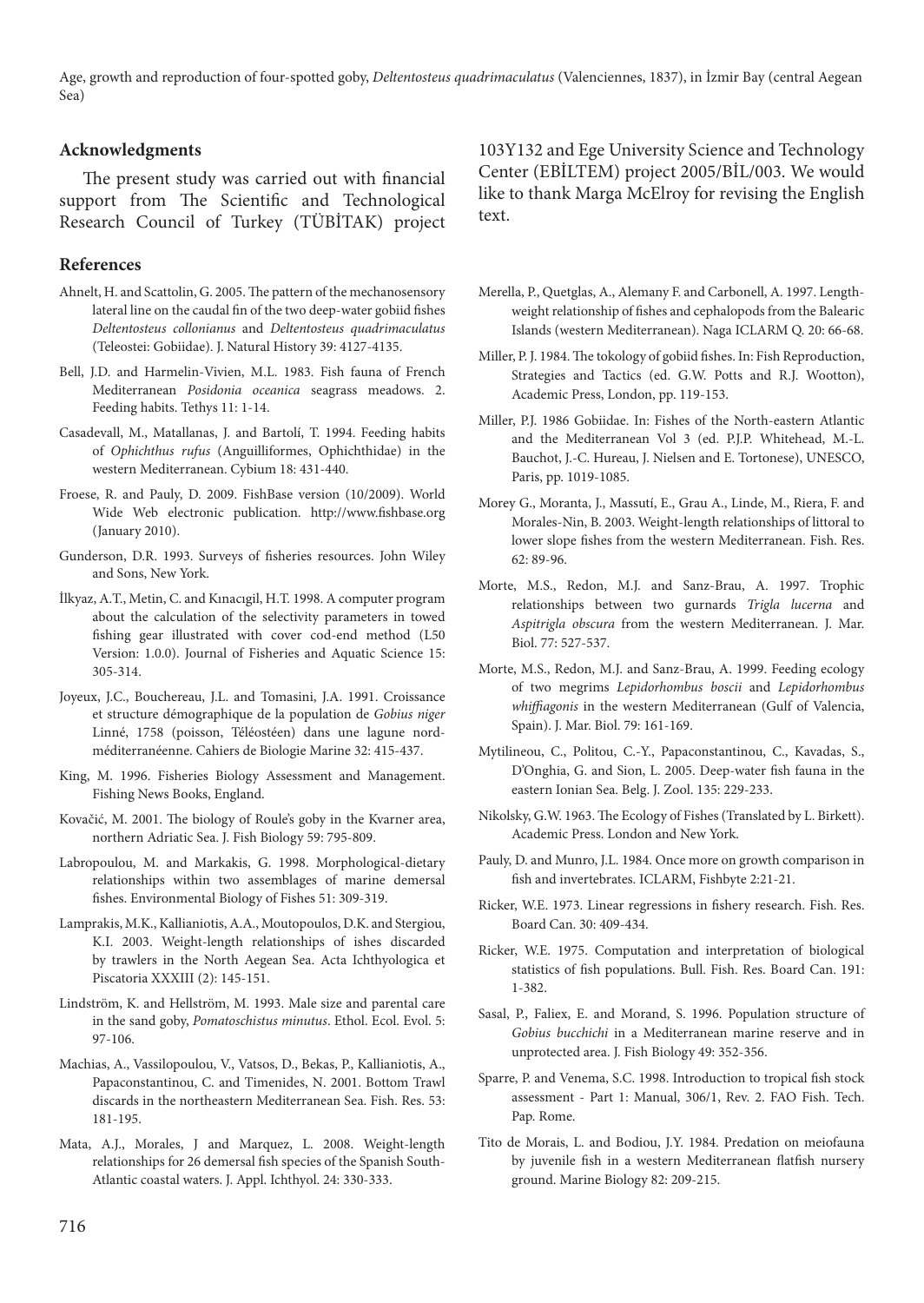## Acknowledgments

The present study was carried out with financial support from The Scientific and Technological Research Council of Turkey (TÜBİTAK) project 103Y132 and Ege University Science and Technology Center (EBİLTEM) project 2005/BİL/003. We would like to thank Marga McElroy for revising the English text.

## References

Ahnelt, H. and Scattolin, G. 2005. The pattern of the mechanosensory lateral line on the caudal fin of the two deep-water gobiid fishes *Deltentosteus collonianus* and *Deltentosteus quadrimaculatus* (Teleostei: Gobiidae). J. Natural History 39: 4127-4135.

Bell, J.D. and Harmelin-Vivien, M.L. 1983. Fish fauna of French Mediterranean *Posidonia oceanica* seagrass meadows. 2. Feeding habits. Tethys 11: 1-14.

Casadevall, M., Matallanas, J. and Bartolí, T. 1994. Feeding habits of *Ophichthus rufus* (Anguilliformes, Ophichthidae) in the western Mediterranean. Cybium 18: 431-440.

Froese, R. and Pauly, D. 2009. FishBase version (10/2009). World Wide Web electronic publication. http://www.fishbase.org (January 2010).

Gunderson, D.R. 1993. Surveys of fisheries resources. John Wiley and Sons, New York.

İlkyaz, A.T., Metin, C. and Kınacıgil, H.T. 1998. A computer program about the calculation of the selectivity parameters in towed fishing gear illustrated with cover cod-end method (L50 Version: 1.0.0). Journal of Fisheries and Aquatic Science 15: 305-314.

Joyeux, J.C., Bouchereau, J.L. and Tomasini, J.A. 1991. Croissance et structure démographique de la population de *Gobius niger* Linné, 1758 (poisson, Téléostéen) dans une lagune nord-méditerranéenne. Cahiers de Biologie Marine 32: 415-437.

King, M. 1996. Fisheries Biology Assessment and Management. Fishing News Books, England.

Kovačić, M. 2001. The biology of Roule's goby in the Kvarner area, northern Adriatic Sea. J. Fish Biology 59: 795-809.

Labropoulou, M. and Markakis, G. 1998. Morphological-dietary relationships within two assemblages of marine demersal fishes. Environmental Biology of Fishes 51: 309-319.

Lamprakis, M.K., Kallianiotis, A.A., Moutopoulos, D.K. and Stergiou, K.I. 2003. Weight-length relationships of ishes discarded by trawlers in the North Aegean Sea. Acta Ichthyologica et Piscatoria XXXIII (2): 145-151.

Lindström, K. and Hellström, M. 1993. Male size and parental care in the sand goby, *Pomatoschistus minutus*. Ethol. Ecol. Evol. 5: 97-106.

Machias, A., Vassilopoulou, V., Vatsos, D., Bekas, P., Kallianiotis, A., Papaconstantinou, C. and Timenides, N. 2001. Bottom Trawl discards in the northeastern Mediterranean Sea. Fish. Res. 53: 181-195.

Mata, A.J., Morales, J and Marquez, L. 2008. Weight-length relationships for 26 demersal fish species of the Spanish South-Atlantic coastal waters. J. Appl. Ichthyol. 24: 330-333.

Merella, P., Quetglas, A., Alemany F. and Carbonell, A. 1997. Length-weight relationship of fishes and cephalopods from the Balearic Islands (western Mediterranean). Naga ICLARM Q. 20: 66-68.

Miller, P. J. 1984. The tokology of gobiid fishes. In: Fish Reproduction, Strategies and Tactics (ed. G.W. Potts and R.J. Wootton), Academic Press, London, pp. 119-153.

Miller, P.J. 1986 Gobiidae. In: Fishes of the North-eastern Atlantic and the Mediterranean Vol 3 (ed. P.J.P. Whitehead, M.-L. Bauchot, J.-C. Hureau, J. Nielsen and E. Tortonese), UNESCO, Paris, pp. 1019-1085.

Morey G., Moranta, J., Massutí, E., Grau A., Linde, M., Riera, F. and Morales-Nin, B. 2003. Weight-length relationships of littoral to lower slope fishes from the western Mediterranean. Fish. Res. 62: 89-96.

Morte, M.S., Redon, M.J. and Sanz-Brau, A. 1997. Trophic relationships between two gurnards *Trigla lucerna* and *Aspitrigla obscura* from the western Mediterranean. J. Mar. Biol. 77: 527-537.

Morte, M.S., Redon, M.J. and Sanz-Brau, A. 1999. Feeding ecology of two megrims *Lepidorhombus boscii* and *Lepidorhombus whiffiagonis* in the western Mediterranean (Gulf of Valencia, Spain). J. Mar. Biol. 79: 161-169.

Mytilineou, C., Politou, C.-Y., Papaconstantinou, C., Kavadas, S., D'Onghia, G. and Sion, L. 2005. Deep-water fish fauna in the eastern Ionian Sea. Belg. J. Zool. 135: 229-233.

Nikolsky, G.W. 1963. The Ecology of Fishes (Translated by L. Birkett). Academic Press. London and New York.

Pauly, D. and Munro, J.L. 1984. Once more on growth comparison in fish and invertebrates. ICLARM, Fishbyte 2:21-21.

Ricker, W.E. 1973. Linear regressions in fishery research. Fish. Res. Board Can. 30: 409-434.

Ricker, W.E. 1975. Computation and interpretation of biological statistics of fish populations. Bull. Fish. Res. Board Can. 191: 1-382.

Sasal, P., Faliex, E. and Morand, S. 1996. Population structure of *Gobius bucchichi* in a Mediterranean marine reserve and in unprotected area. J. Fish Biology 49: 352-356.

Sparre, P. and Venema, S.C. 1998. Introduction to tropical fish stock assessment - Part 1: Manual, 306/1, Rev. 2. FAO Fish. Tech. Pap. Rome.

Tito de Morais, L. and Bodiou, J.Y. 1984. Predation on meiofauna by juvenile fish in a western Mediterranean flatfish nursery ground. Marine Biology 82: 209-215.